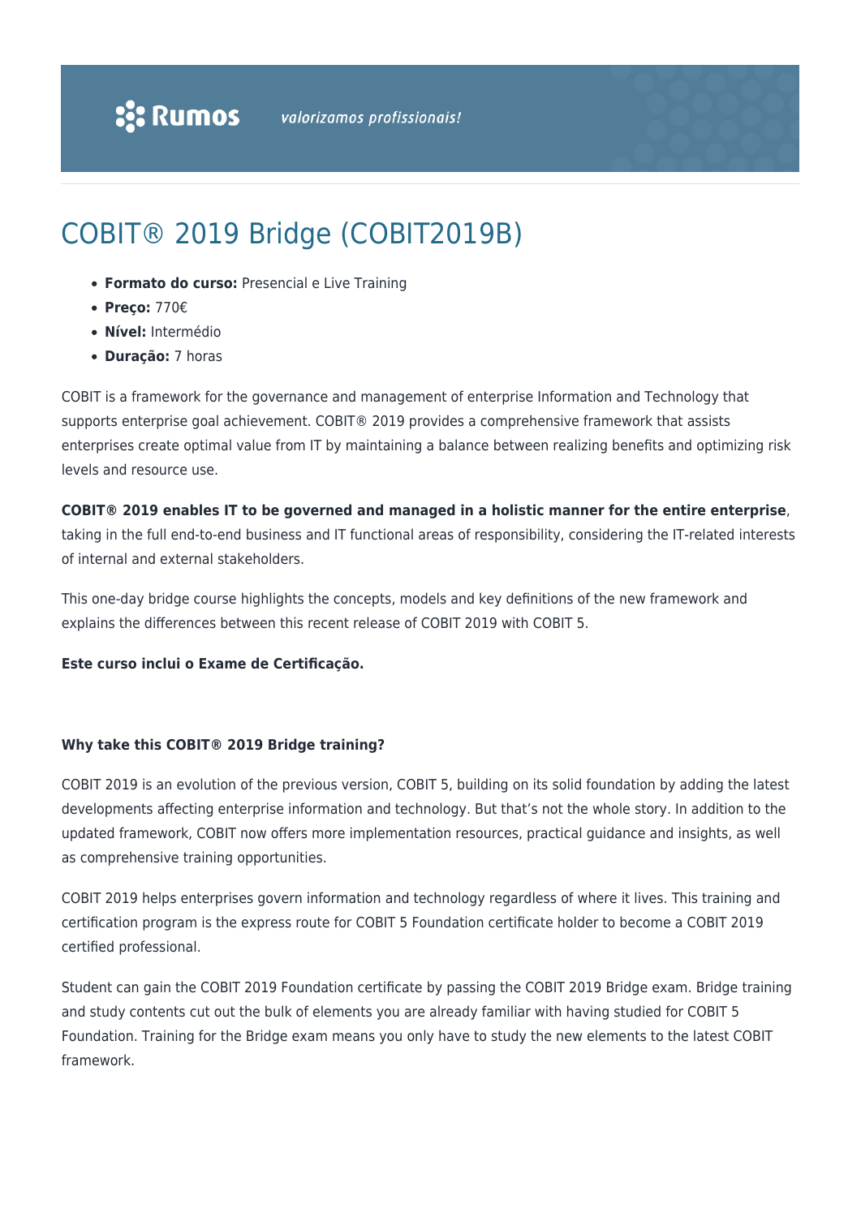# COBIT® 2019 Bridge (COBIT2019B)

- **Formato do curso:** Presencial e Live Training
- **Preço:** 770€
- **Nível:** Intermédio
- **Duração:** 7 horas

COBIT is a framework for the governance and management of enterprise Information and Technology that supports enterprise goal achievement. COBIT® 2019 provides a comprehensive framework that assists enterprises create optimal value from IT by maintaining a balance between realizing benefits and optimizing risk levels and resource use.

**COBIT® 2019 enables IT to be governed and managed in a holistic manner for the entire enterprise**, taking in the full end-to-end business and IT functional areas of responsibility, considering the IT-related interests of internal and external stakeholders.

This one-day bridge course highlights the concepts, models and key definitions of the new framework and explains the differences between this recent release of COBIT 2019 with COBIT 5.

**Este curso inclui o Exame de Certificação.**

**Why take this COBIT® 2019 Bridge training?**

COBIT 2019 is an evolution of the previous version, COBIT 5, building on its solid foundation by adding the latest developments affecting enterprise information and technology. But that's not the whole story. In addition to the updated framework, COBIT now offers more implementation resources, practical guidance and insights, as well as comprehensive training opportunities.

COBIT 2019 helps enterprises govern information and technology regardless of where it lives. This training and certification program is the express route for COBIT 5 Foundation certificate holder to become a COBIT 2019 certified professional.

Student can gain the COBIT 2019 Foundation certificate by passing the COBIT 2019 Bridge exam. Bridge training and study contents cut out the bulk of elements you are already familiar with having studied for COBIT 5 Foundation. Training for the Bridge exam means you only have to study the new elements to the latest COBIT framework.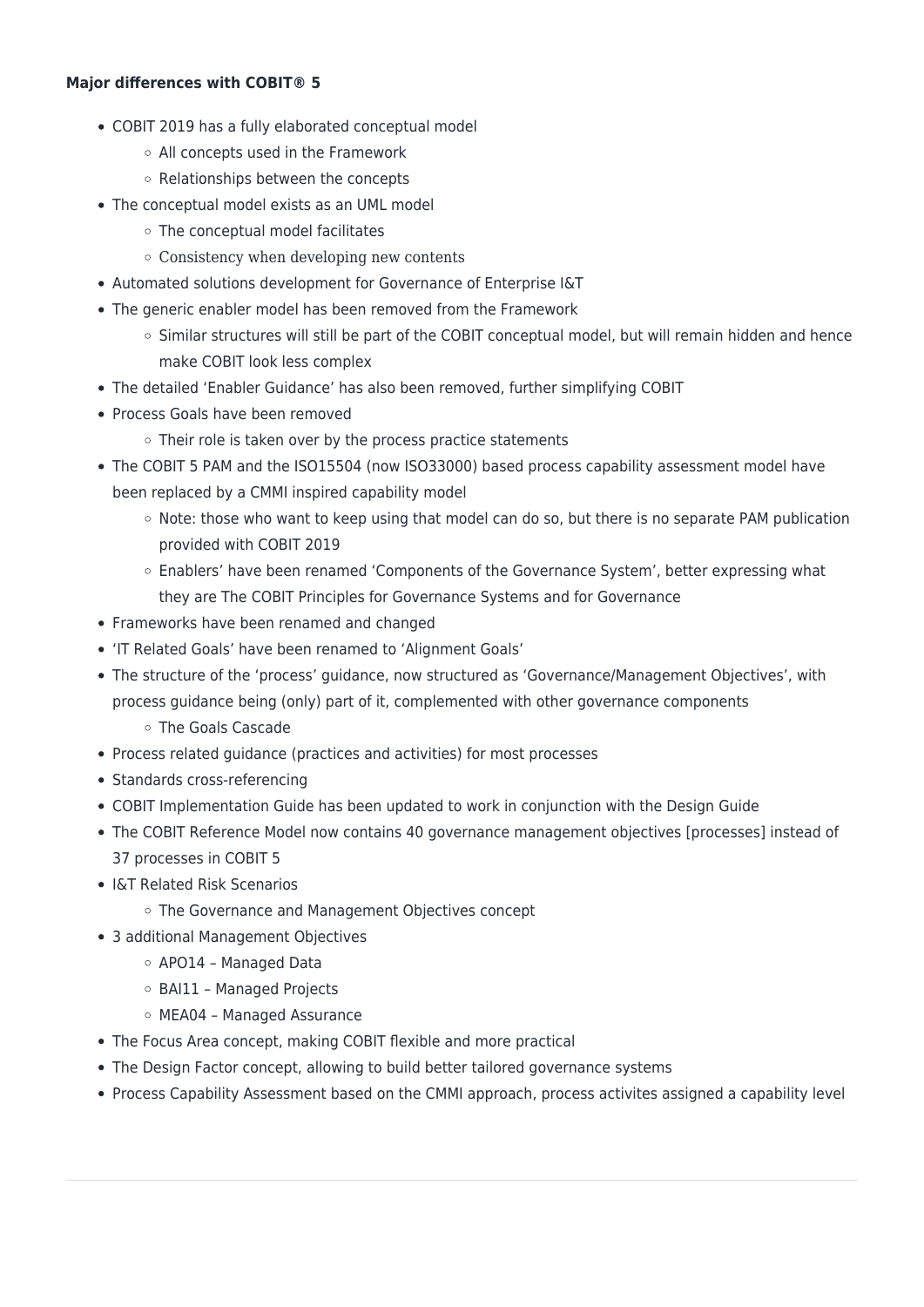**Major differences with COBIT® 5**

- COBIT 2019 has a fully elaborated conceptual model
    - All concepts used in the Framework
    - Relationships between the concepts
- The conceptual model exists as an UML model
    - The conceptual model facilitates
    - Consistency when developing new contents
- Automated solutions development for Governance of Enterprise I&T
- The generic enabler model has been removed from the Framework
    - Similar structures will still be part of the COBIT conceptual model, but will remain hidden and hence make COBIT look less complex
- The detailed 'Enabler Guidance' has also been removed, further simplifying COBIT
- Process Goals have been removed
    - Their role is taken over by the process practice statements
- The COBIT 5 PAM and the ISO15504 (now ISO33000) based process capability assessment model have been replaced by a CMMI inspired capability model
    - Note: those who want to keep using that model can do so, but there is no separate PAM publication provided with COBIT 2019
    - Enablers' have been renamed 'Components of the Governance System', better expressing what they are The COBIT Principles for Governance Systems and for Governance
- Frameworks have been renamed and changed
- 'IT Related Goals' have been renamed to 'Alignment Goals'
- The structure of the 'process' guidance, now structured as 'Governance/Management Objectives', with process guidance being (only) part of it, complemented with other governance components
    - The Goals Cascade
- Process related guidance (practices and activities) for most processes
- Standards cross-referencing
- COBIT Implementation Guide has been updated to work in conjunction with the Design Guide
- The COBIT Reference Model now contains 40 governance management objectives [processes] instead of 37 processes in COBIT 5
- I&T Related Risk Scenarios
    - The Governance and Management Objectives concept
- 3 additional Management Objectives
    - APO14 – Managed Data
    - BAI11 – Managed Projects
    - MEA04 – Managed Assurance
- The Focus Area concept, making COBIT flexible and more practical
- The Design Factor concept, allowing to build better tailored governance systems
- Process Capability Assessment based on the CMMI approach, process activites assigned a capability level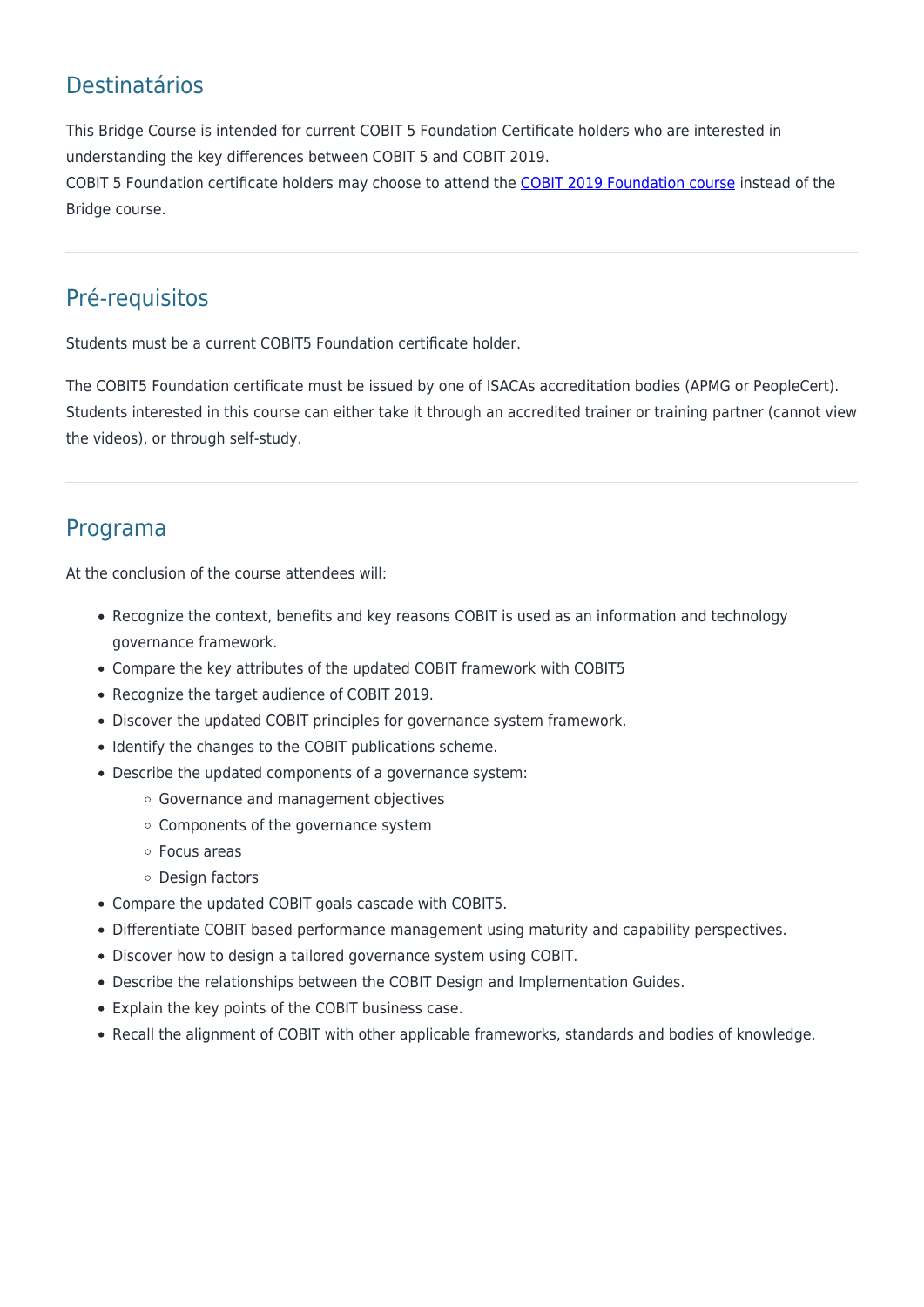## Destinatários

This Bridge Course is intended for current COBIT 5 Foundation Certificate holders who are interested in understanding the key differences between COBIT 5 and COBIT 2019.
COBIT 5 Foundation certificate holders may choose to attend the [COBIT 2019 Foundation course] instead of the Bridge course.

---

## Pré-requisitos

Students must be a current COBIT5 Foundation certificate holder.

The COBIT5 Foundation certificate must be issued by one of ISACAs accreditation bodies (APMG or PeopleCert). Students interested in this course can either take it through an accredited trainer or training partner (cannot view the videos), or through self-study.

---

## Programa

At the conclusion of the course attendees will:

- Recognize the context, benefits and key reasons COBIT is used as an information and technology governance framework.
- Compare the key attributes of the updated COBIT framework with COBIT5
- Recognize the target audience of COBIT 2019.
- Discover the updated COBIT principles for governance system framework.
- Identify the changes to the COBIT publications scheme.
- Describe the updated components of a governance system:
  - Governance and management objectives
  - Components of the governance system
  - Focus areas
  - Design factors
- Compare the updated COBIT goals cascade with COBIT5.
- Differentiate COBIT based performance management using maturity and capability perspectives.
- Discover how to design a tailored governance system using COBIT.
- Describe the relationships between the COBIT Design and Implementation Guides.
- Explain the key points of the COBIT business case.
- Recall the alignment of COBIT with other applicable frameworks, standards and bodies of knowledge.